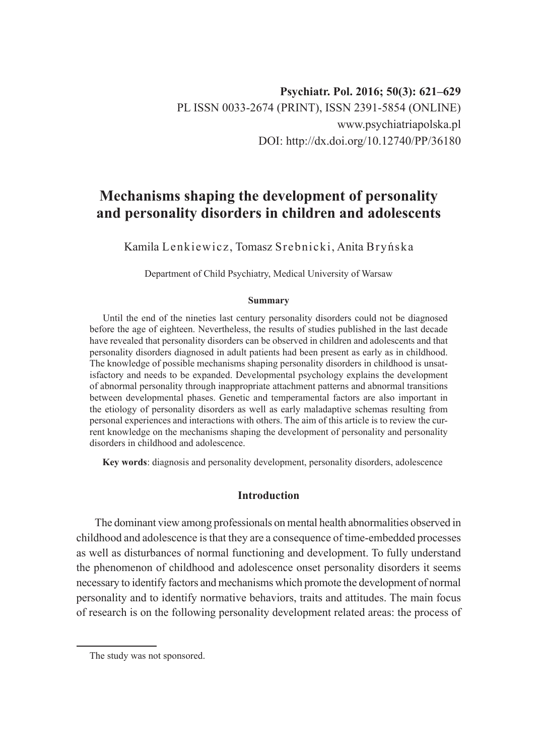Psychiatr. Pol. 2016; 50(3): 621–629
PL ISSN 0033-2674 (PRINT), ISSN 2391-5854 (ONLINE)
www.psychiatriapolska.pl
DOI: http://dx.doi.org/10.12740/PP/36180

# Mechanisms shaping the development of personality and personality disorders in children and adolescents

Kamila Lenkiewicz, Tomasz Srebnicki, Anita Bryńska

Department of Child Psychiatry, Medical University of Warsaw

**Summary**

Until the end of the nineties last century personality disorders could not be diagnosed before the age of eighteen. Nevertheless, the results of studies published in the last decade have revealed that personality disorders can be observed in children and adolescents and that personality disorders diagnosed in adult patients had been present as early as in childhood. The knowledge of possible mechanisms shaping personality disorders in childhood is unsatisfactory and needs to be expanded. Developmental psychology explains the development of abnormal personality through inappropriate attachment patterns and abnormal transitions between developmental phases. Genetic and temperamental factors are also important in the etiology of personality disorders as well as early maladaptive schemas resulting from personal experiences and interactions with others. The aim of this article is to review the current knowledge on the mechanisms shaping the development of personality and personality disorders in childhood and adolescence.

**Key words**: diagnosis and personality development, personality disorders, adolescence

## Introduction

The dominant view among professionals on mental health abnormalities observed in childhood and adolescence is that they are a consequence of time-embedded processes as well as disturbances of normal functioning and development. To fully understand the phenomenon of childhood and adolescence onset personality disorders it seems necessary to identify factors and mechanisms which promote the development of normal personality and to identify normative behaviors, traits and attitudes. The main focus of research is on the following personality development related areas: the process of

The study was not sponsored.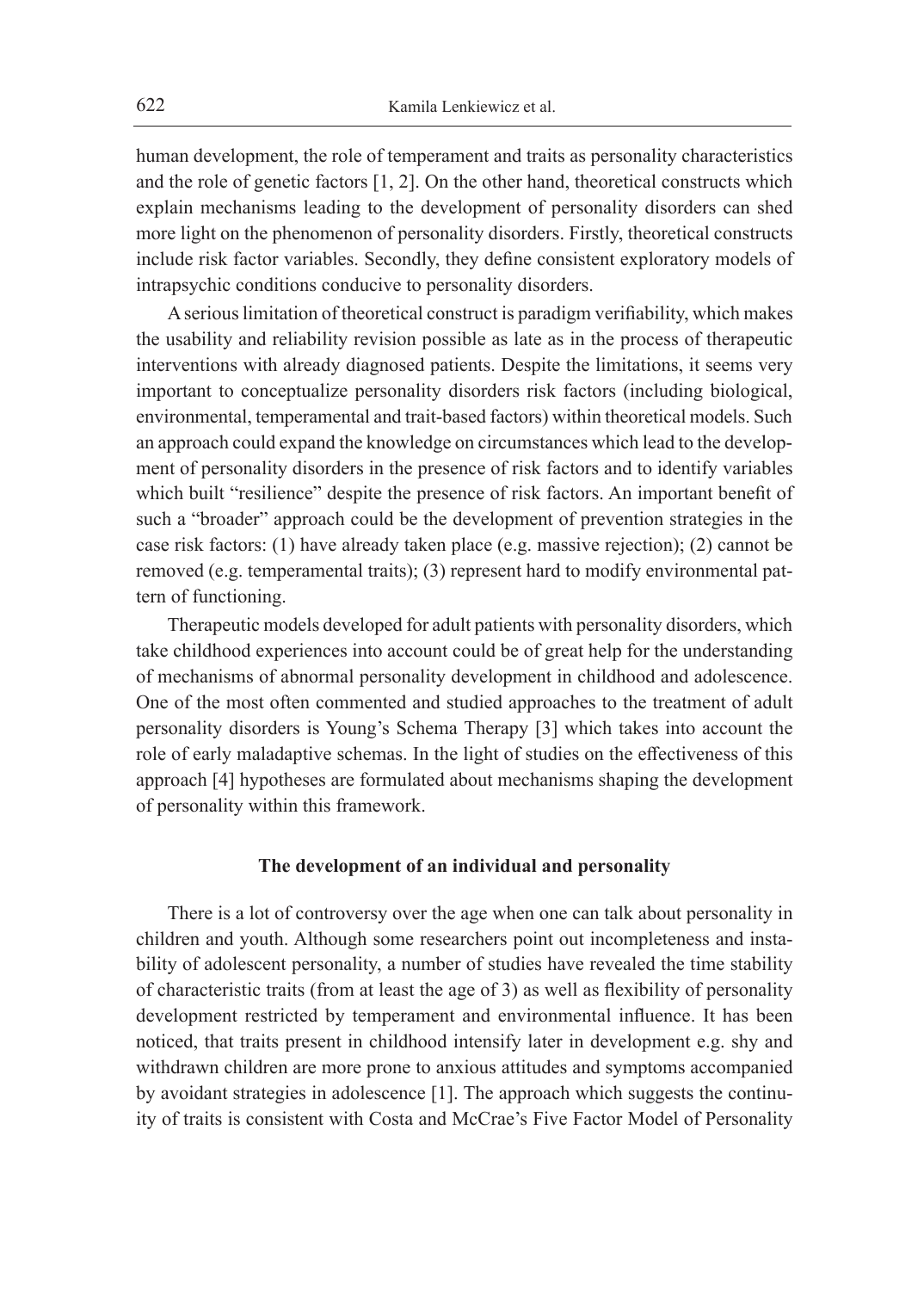human development, the role of temperament and traits as personality characteristics and the role of genetic factors [1, 2]. On the other hand, theoretical constructs which explain mechanisms leading to the development of personality disorders can shed more light on the phenomenon of personality disorders. Firstly, theoretical constructs include risk factor variables. Secondly, they define consistent exploratory models of intrapsychic conditions conducive to personality disorders.

A serious limitation of theoretical construct is paradigm verifiability, which makes the usability and reliability revision possible as late as in the process of therapeutic interventions with already diagnosed patients. Despite the limitations, it seems very important to conceptualize personality disorders risk factors (including biological, environmental, temperamental and trait-based factors) within theoretical models. Such an approach could expand the knowledge on circumstances which lead to the development of personality disorders in the presence of risk factors and to identify variables which built "resilience" despite the presence of risk factors. An important benefit of such a "broader" approach could be the development of prevention strategies in the case risk factors: (1) have already taken place (e.g. massive rejection); (2) cannot be removed (e.g. temperamental traits); (3) represent hard to modify environmental pattern of functioning.

Therapeutic models developed for adult patients with personality disorders, which take childhood experiences into account could be of great help for the understanding of mechanisms of abnormal personality development in childhood and adolescence. One of the most often commented and studied approaches to the treatment of adult personality disorders is Young's Schema Therapy [3] which takes into account the role of early maladaptive schemas. In the light of studies on the effectiveness of this approach [4] hypotheses are formulated about mechanisms shaping the development of personality within this framework.

## The development of an individual and personality

There is a lot of controversy over the age when one can talk about personality in children and youth. Although some researchers point out incompleteness and instability of adolescent personality, a number of studies have revealed the time stability of characteristic traits (from at least the age of 3) as well as flexibility of personality development restricted by temperament and environmental influence. It has been noticed, that traits present in childhood intensify later in development e.g. shy and withdrawn children are more prone to anxious attitudes and symptoms accompanied by avoidant strategies in adolescence [1]. The approach which suggests the continuity of traits is consistent with Costa and McCrae's Five Factor Model of Personality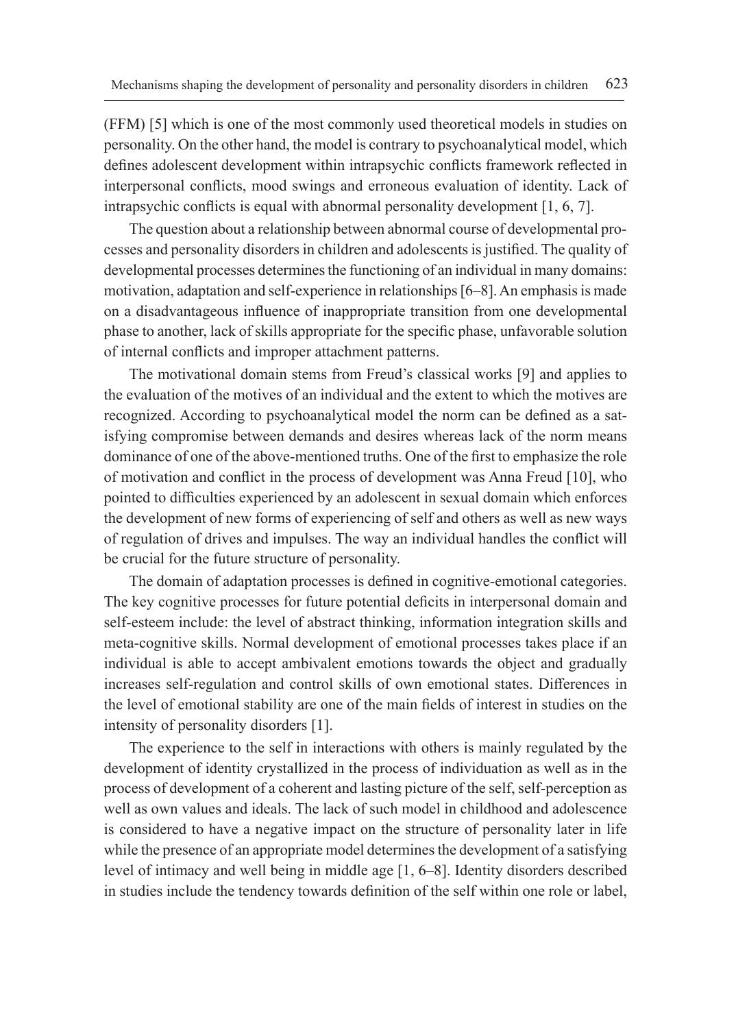(FFM) [5] which is one of the most commonly used theoretical models in studies on personality. On the other hand, the model is contrary to psychoanalytical model, which defines adolescent development within intrapsychic conflicts framework reflected in interpersonal conflicts, mood swings and erroneous evaluation of identity. Lack of intrapsychic conflicts is equal with abnormal personality development [1, 6, 7].

The question about a relationship between abnormal course of developmental processes and personality disorders in children and adolescents is justified. The quality of developmental processes determines the functioning of an individual in many domains: motivation, adaptation and self-experience in relationships [6–8]. An emphasis is made on a disadvantageous influence of inappropriate transition from one developmental phase to another, lack of skills appropriate for the specific phase, unfavorable solution of internal conflicts and improper attachment patterns.

The motivational domain stems from Freud's classical works [9] and applies to the evaluation of the motives of an individual and the extent to which the motives are recognized. According to psychoanalytical model the norm can be defined as a satisfying compromise between demands and desires whereas lack of the norm means dominance of one of the above-mentioned truths. One of the first to emphasize the role of motivation and conflict in the process of development was Anna Freud [10], who pointed to difficulties experienced by an adolescent in sexual domain which enforces the development of new forms of experiencing of self and others as well as new ways of regulation of drives and impulses. The way an individual handles the conflict will be crucial for the future structure of personality.

The domain of adaptation processes is defined in cognitive-emotional categories. The key cognitive processes for future potential deficits in interpersonal domain and self-esteem include: the level of abstract thinking, information integration skills and meta-cognitive skills. Normal development of emotional processes takes place if an individual is able to accept ambivalent emotions towards the object and gradually increases self-regulation and control skills of own emotional states. Differences in the level of emotional stability are one of the main fields of interest in studies on the intensity of personality disorders [1].

The experience to the self in interactions with others is mainly regulated by the development of identity crystallized in the process of individuation as well as in the process of development of a coherent and lasting picture of the self, self-perception as well as own values and ideals. The lack of such model in childhood and adolescence is considered to have a negative impact on the structure of personality later in life while the presence of an appropriate model determines the development of a satisfying level of intimacy and well being in middle age [1, 6–8]. Identity disorders described in studies include the tendency towards definition of the self within one role or label,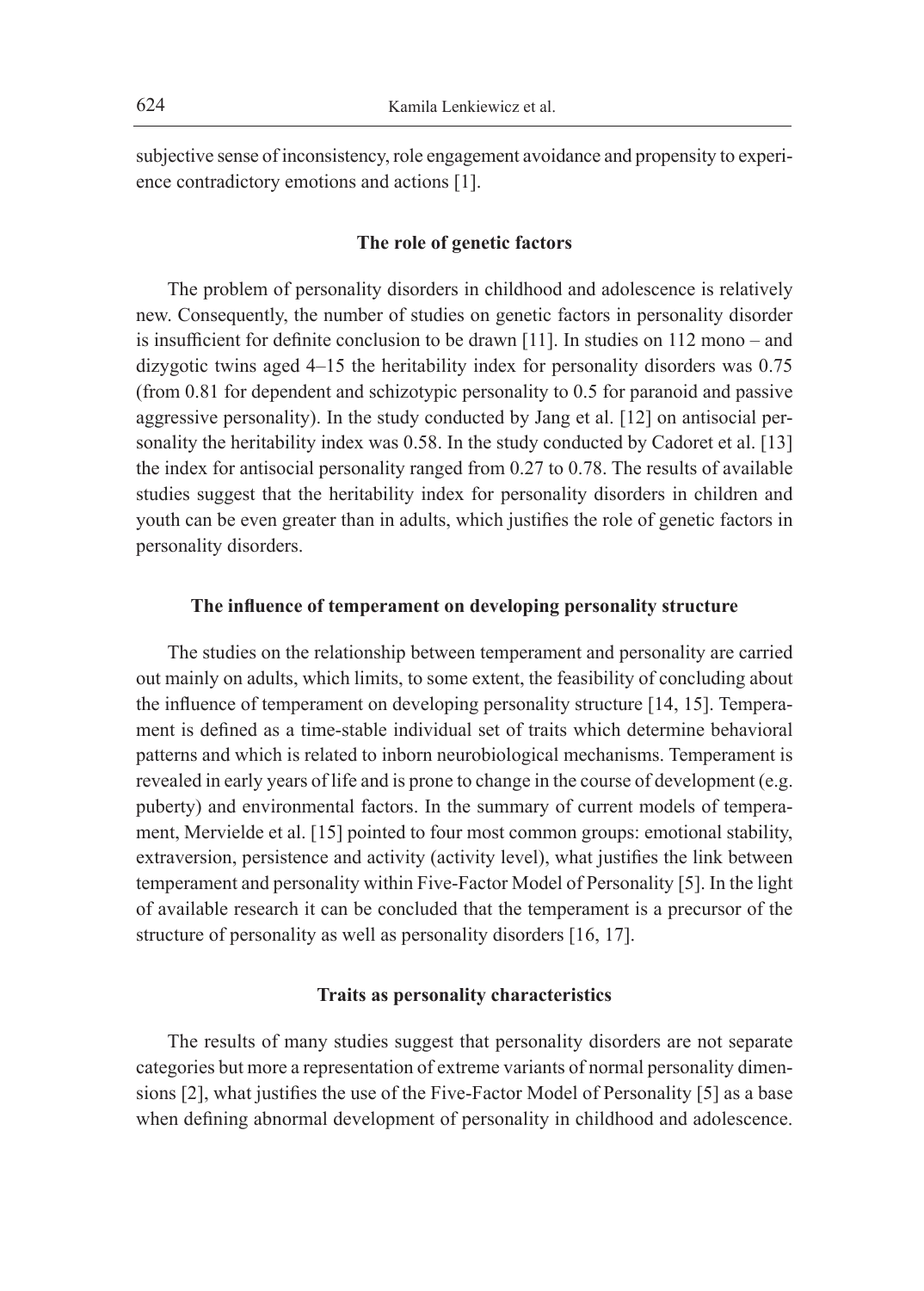subjective sense of inconsistency, role engagement avoidance and propensity to experience contradictory emotions and actions [1].

### The role of genetic factors

The problem of personality disorders in childhood and adolescence is relatively new. Consequently, the number of studies on genetic factors in personality disorder is insufficient for definite conclusion to be drawn [11]. In studies on 112 mono – and dizygotic twins aged 4–15 the heritability index for personality disorders was 0.75 (from 0.81 for dependent and schizotypic personality to 0.5 for paranoid and passive aggressive personality). In the study conducted by Jang et al. [12] on antisocial personality the heritability index was 0.58. In the study conducted by Cadoret et al. [13] the index for antisocial personality ranged from 0.27 to 0.78. The results of available studies suggest that the heritability index for personality disorders in children and youth can be even greater than in adults, which justifies the role of genetic factors in personality disorders.

### The influence of temperament on developing personality structure

The studies on the relationship between temperament and personality are carried out mainly on adults, which limits, to some extent, the feasibility of concluding about the influence of temperament on developing personality structure [14, 15]. Temperament is defined as a time-stable individual set of traits which determine behavioral patterns and which is related to inborn neurobiological mechanisms. Temperament is revealed in early years of life and is prone to change in the course of development (e.g. puberty) and environmental factors. In the summary of current models of temperament, Mervielde et al. [15] pointed to four most common groups: emotional stability, extraversion, persistence and activity (activity level), what justifies the link between temperament and personality within Five-Factor Model of Personality [5]. In the light of available research it can be concluded that the temperament is a precursor of the structure of personality as well as personality disorders [16, 17].

### Traits as personality characteristics

The results of many studies suggest that personality disorders are not separate categories but more a representation of extreme variants of normal personality dimensions [2], what justifies the use of the Five-Factor Model of Personality [5] as a base when defining abnormal development of personality in childhood and adolescence.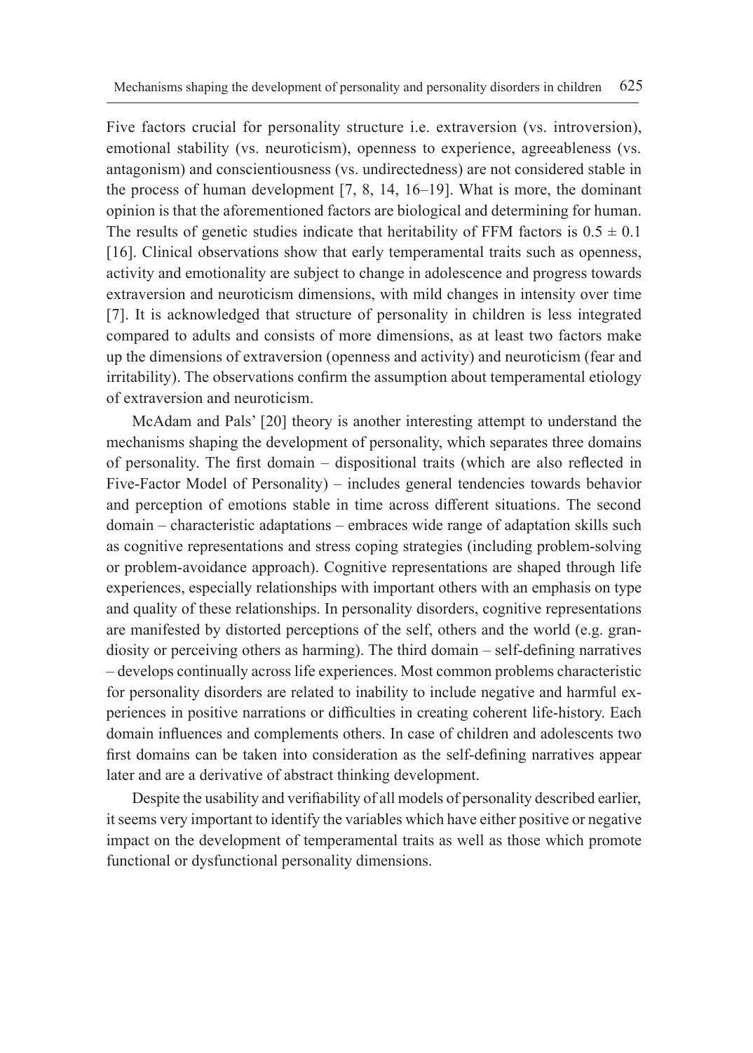Five factors crucial for personality structure i.e. extraversion (vs. introversion), emotional stability (vs. neuroticism), openness to experience, agreeableness (vs. antagonism) and conscientiousness (vs. undirectedness) are not considered stable in the process of human development [7, 8, 14, 16–19]. What is more, the dominant opinion is that the aforementioned factors are biological and determining for human. The results of genetic studies indicate that heritability of FFM factors is $0.5 \pm 0.1$ [16]. Clinical observations show that early temperamental traits such as openness, activity and emotionality are subject to change in adolescence and progress towards extraversion and neuroticism dimensions, with mild changes in intensity over time [7]. It is acknowledged that structure of personality in children is less integrated compared to adults and consists of more dimensions, as at least two factors make up the dimensions of extraversion (openness and activity) and neuroticism (fear and irritability). The observations confirm the assumption about temperamental etiology of extraversion and neuroticism.

McAdam and Pals' [20] theory is another interesting attempt to understand the mechanisms shaping the development of personality, which separates three domains of personality. The first domain – dispositional traits (which are also reflected in Five-Factor Model of Personality) – includes general tendencies towards behavior and perception of emotions stable in time across different situations. The second domain – characteristic adaptations – embraces wide range of adaptation skills such as cognitive representations and stress coping strategies (including problem-solving or problem-avoidance approach). Cognitive representations are shaped through life experiences, especially relationships with important others with an emphasis on type and quality of these relationships. In personality disorders, cognitive representations are manifested by distorted perceptions of the self, others and the world (e.g. grandiosity or perceiving others as harming). The third domain – self-defining narratives – develops continually across life experiences. Most common problems characteristic for personality disorders are related to inability to include negative and harmful experiences in positive narrations or difficulties in creating coherent life-history. Each domain influences and complements others. In case of children and adolescents two first domains can be taken into consideration as the self-defining narratives appear later and are a derivative of abstract thinking development.

Despite the usability and verifiability of all models of personality described earlier, it seems very important to identify the variables which have either positive or negative impact on the development of temperamental traits as well as those which promote functional or dysfunctional personality dimensions.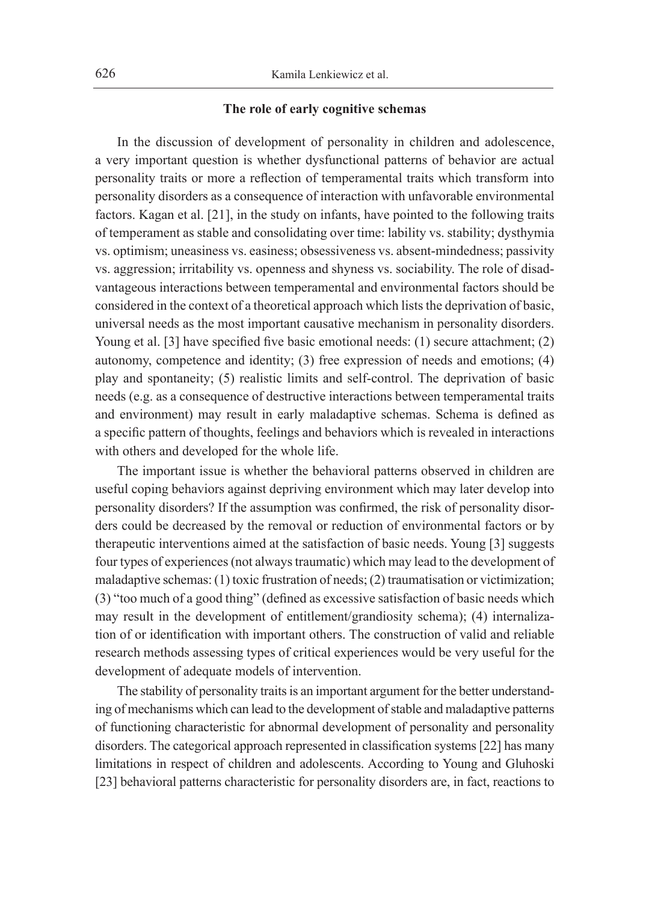## The role of early cognitive schemas

In the discussion of development of personality in children and adolescence, a very important question is whether dysfunctional patterns of behavior are actual personality traits or more a reflection of temperamental traits which transform into personality disorders as a consequence of interaction with unfavorable environmental factors. Kagan et al. [21], in the study on infants, have pointed to the following traits of temperament as stable and consolidating over time: lability vs. stability; dysthymia vs. optimism; uneasiness vs. easiness; obsessiveness vs. absent-mindedness; passivity vs. aggression; irritability vs. openness and shyness vs. sociability. The role of disadvantageous interactions between temperamental and environmental factors should be considered in the context of a theoretical approach which lists the deprivation of basic, universal needs as the most important causative mechanism in personality disorders. Young et al. [3] have specified five basic emotional needs: (1) secure attachment; (2) autonomy, competence and identity; (3) free expression of needs and emotions; (4) play and spontaneity; (5) realistic limits and self-control. The deprivation of basic needs (e.g. as a consequence of destructive interactions between temperamental traits and environment) may result in early maladaptive schemas. Schema is defined as a specific pattern of thoughts, feelings and behaviors which is revealed in interactions with others and developed for the whole life.

The important issue is whether the behavioral patterns observed in children are useful coping behaviors against depriving environment which may later develop into personality disorders? If the assumption was confirmed, the risk of personality disorders could be decreased by the removal or reduction of environmental factors or by therapeutic interventions aimed at the satisfaction of basic needs. Young [3] suggests four types of experiences (not always traumatic) which may lead to the development of maladaptive schemas: (1) toxic frustration of needs; (2) traumatisation or victimization; (3) "too much of a good thing" (defined as excessive satisfaction of basic needs which may result in the development of entitlement/grandiosity schema); (4) internalization of or identification with important others. The construction of valid and reliable research methods assessing types of critical experiences would be very useful for the development of adequate models of intervention.

The stability of personality traits is an important argument for the better understanding of mechanisms which can lead to the development of stable and maladaptive patterns of functioning characteristic for abnormal development of personality and personality disorders. The categorical approach represented in classification systems [22] has many limitations in respect of children and adolescents. According to Young and Gluhoski [23] behavioral patterns characteristic for personality disorders are, in fact, reactions to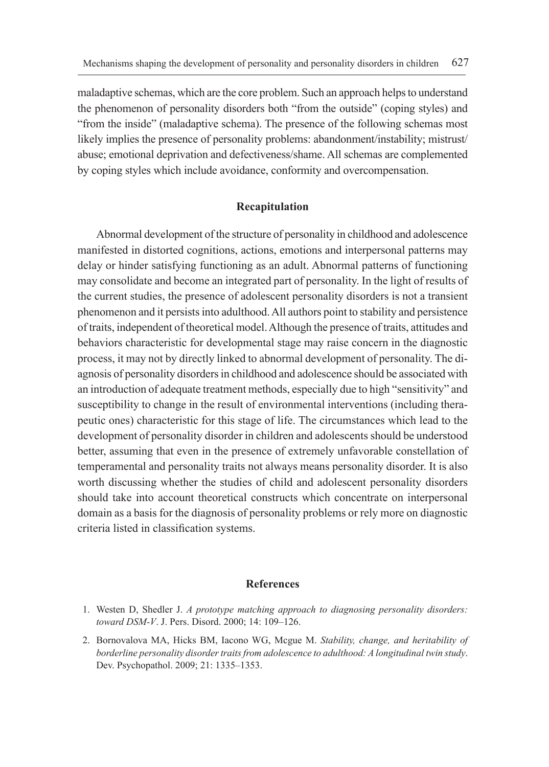maladaptive schemas, which are the core problem. Such an approach helps to understand the phenomenon of personality disorders both "from the outside" (coping styles) and "from the inside" (maladaptive schema). The presence of the following schemas most likely implies the presence of personality problems: abandonment/instability; mistrust/abuse; emotional deprivation and defectiveness/shame. All schemas are complemented by coping styles which include avoidance, conformity and overcompensation.

## Recapitulation

Abnormal development of the structure of personality in childhood and adolescence manifested in distorted cognitions, actions, emotions and interpersonal patterns may delay or hinder satisfying functioning as an adult. Abnormal patterns of functioning may consolidate and become an integrated part of personality. In the light of results of the current studies, the presence of adolescent personality disorders is not a transient phenomenon and it persists into adulthood. All authors point to stability and persistence of traits, independent of theoretical model. Although the presence of traits, attitudes and behaviors characteristic for developmental stage may raise concern in the diagnostic process, it may not by directly linked to abnormal development of personality. The diagnosis of personality disorders in childhood and adolescence should be associated with an introduction of adequate treatment methods, especially due to high "sensitivity" and susceptibility to change in the result of environmental interventions (including therapeutic ones) characteristic for this stage of life. The circumstances which lead to the development of personality disorder in children and adolescents should be understood better, assuming that even in the presence of extremely unfavorable constellation of temperamental and personality traits not always means personality disorder. It is also worth discussing whether the studies of child and adolescent personality disorders should take into account theoretical constructs which concentrate on interpersonal domain as a basis for the diagnosis of personality problems or rely more on diagnostic criteria listed in classification systems.

## References

1. Westen D, Shedler J. *A prototype matching approach to diagnosing personality disorders: toward DSM-V*. J. Pers. Disord. 2000; 14: 109–126.
2. Bornovalova MA, Hicks BM, Iacono WG, Mcgue M. *Stability, change, and heritability of borderline personality disorder traits from adolescence to adulthood: A longitudinal twin study*. Dev. Psychopathol. 2009; 21: 1335–1353.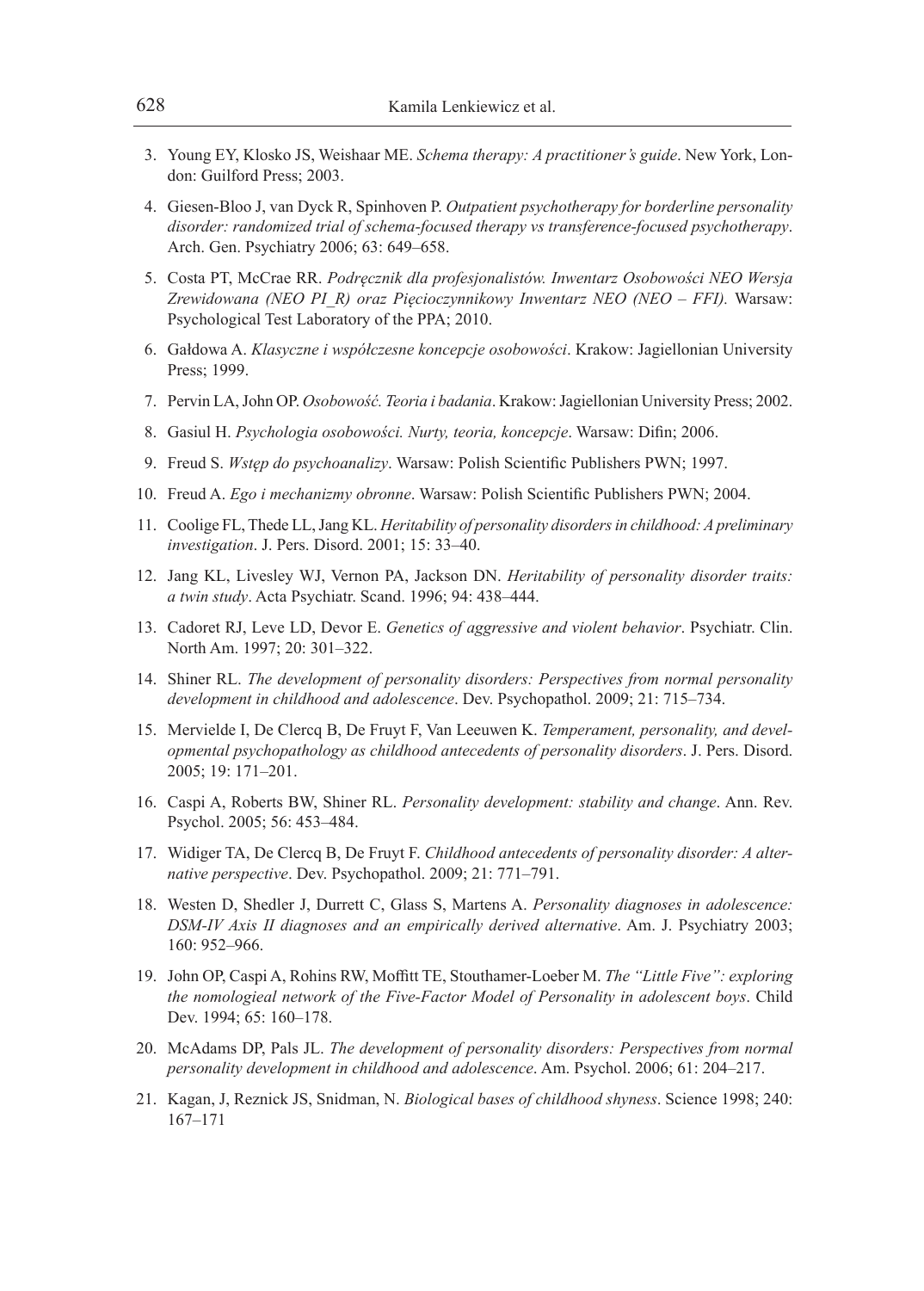3. Young EY, Klosko JS, Weishaar ME. *Schema therapy: A practitioner's guide*. New York, London: Guilford Press; 2003.
4. Giesen-Bloo J, van Dyck R, Spinhoven P. *Outpatient psychotherapy for borderline personality disorder: randomized trial of schema-focused therapy vs transference-focused psychotherapy*. Arch. Gen. Psychiatry 2006; 63: 649–658.
5. Costa PT, McCrae RR. *Podręcznik dla profesjonalistów. Inwentarz Osobowości NEO Wersja Zrewidowana (NEO PI_R) oraz Pięcioczynnikowy Inwentarz NEO (NEO – FFI).* Warsaw: Psychological Test Laboratory of the PPA; 2010.
6. Gałdowa A. *Klasyczne i współczesne koncepcje osobowości*. Krakow: Jagiellonian University Press; 1999.
7. Pervin LA, John OP. *Osobowość. Teoria i badania*. Krakow: Jagiellonian University Press; 2002.
8. Gasiul H. *Psychologia osobowości. Nurty, teoria, koncepcje*. Warsaw: Difin; 2006.
9. Freud S. *Wstęp do psychoanalizy*. Warsaw: Polish Scientific Publishers PWN; 1997.
10. Freud A. *Ego i mechanizmy obronne*. Warsaw: Polish Scientific Publishers PWN; 2004.
11. Coolige FL, Thede LL, Jang KL. *Heritability of personality disorders in childhood: A preliminary investigation*. J. Pers. Disord. 2001; 15: 33–40.
12. Jang KL, Livesley WJ, Vernon PA, Jackson DN. *Heritability of personality disorder traits: a twin study*. Acta Psychiatr. Scand. 1996; 94: 438–444.
13. Cadoret RJ, Leve LD, Devor E. *Genetics of aggressive and violent behavior*. Psychiatr. Clin. North Am. 1997; 20: 301–322.
14. Shiner RL. *The development of personality disorders: Perspectives from normal personality development in childhood and adolescence*. Dev. Psychopathol. 2009; 21: 715–734.
15. Mervielde I, De Clercq B, De Fruyt F, Van Leeuwen K. *Temperament, personality, and developmental psychopathology as childhood antecedents of personality disorders*. J. Pers. Disord. 2005; 19: 171–201.
16. Caspi A, Roberts BW, Shiner RL. *Personality development: stability and change*. Ann. Rev. Psychol. 2005; 56: 453–484.
17. Widiger TA, De Clercq B, De Fruyt F. *Childhood antecedents of personality disorder: A alternative perspective*. Dev. Psychopathol. 2009; 21: 771–791.
18. Westen D, Shedler J, Durrett C, Glass S, Martens A. *Personality diagnoses in adolescence: DSM-IV Axis II diagnoses and an empirically derived alternative*. Am. J. Psychiatry 2003; 160: 952–966.
19. John OP, Caspi A, Rohins RW, Moffitt TE, Stouthamer-Loeber M. *The "Little Five": exploring the nomologieal network of the Five-Factor Model of Personality in adolescent boys*. Child Dev. 1994; 65: 160–178.
20. McAdams DP, Pals JL. *The development of personality disorders: Perspectives from normal personality development in childhood and adolescence*. Am. Psychol. 2006; 61: 204–217.
21. Kagan, J, Reznick JS, Snidman, N. *Biological bases of childhood shyness*. Science 1998; 240: 167–171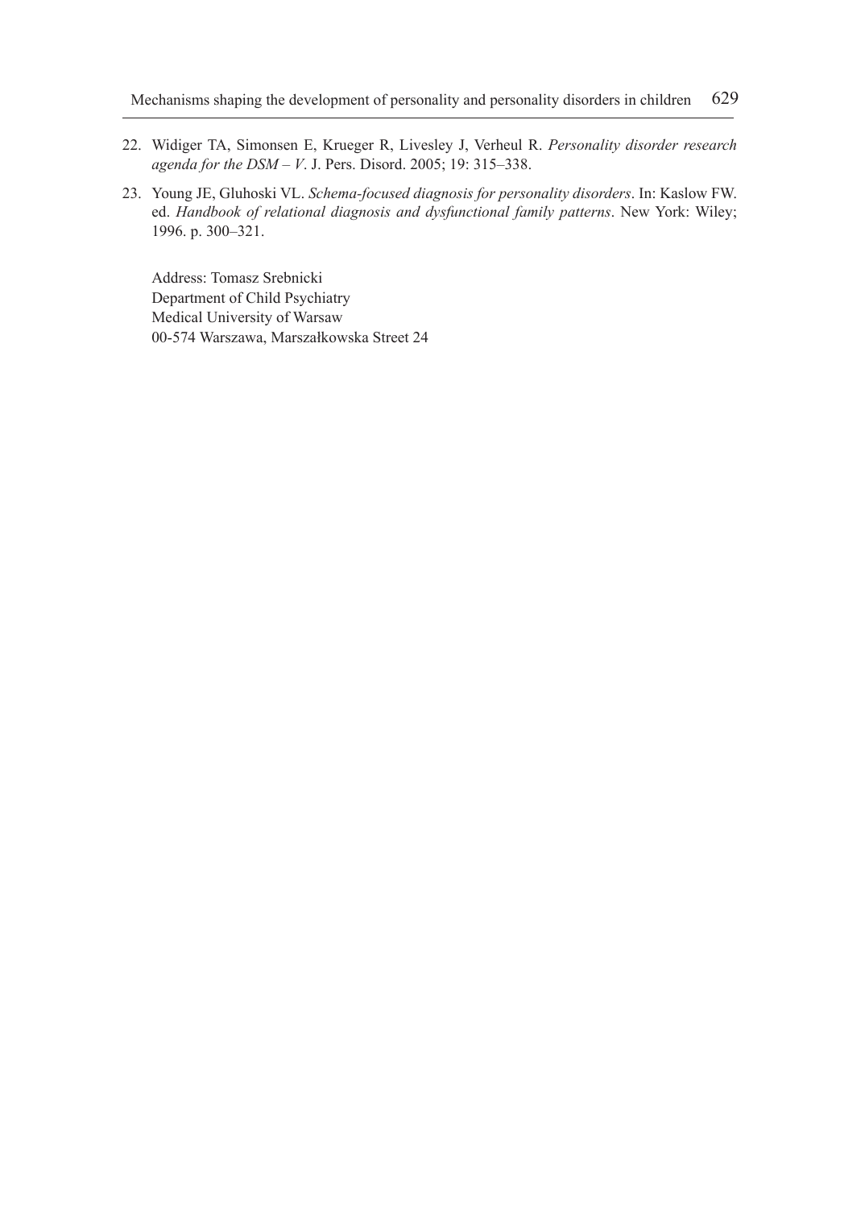22. Widiger TA, Simonsen E, Krueger R, Livesley J, Verheul R. *Personality disorder research agenda for the DSM – V*. J. Pers. Disord. 2005; 19: 315–338.
23. Young JE, Gluhoski VL. *Schema-focused diagnosis for personality disorders*. In: Kaslow FW. ed. *Handbook of relational diagnosis and dysfunctional family patterns*. New York: Wiley; 1996. p. 300–321.

Address: Tomasz Srebnicki
Department of Child Psychiatry
Medical University of Warsaw
00-574 Warszawa, Marszałkowska Street 24